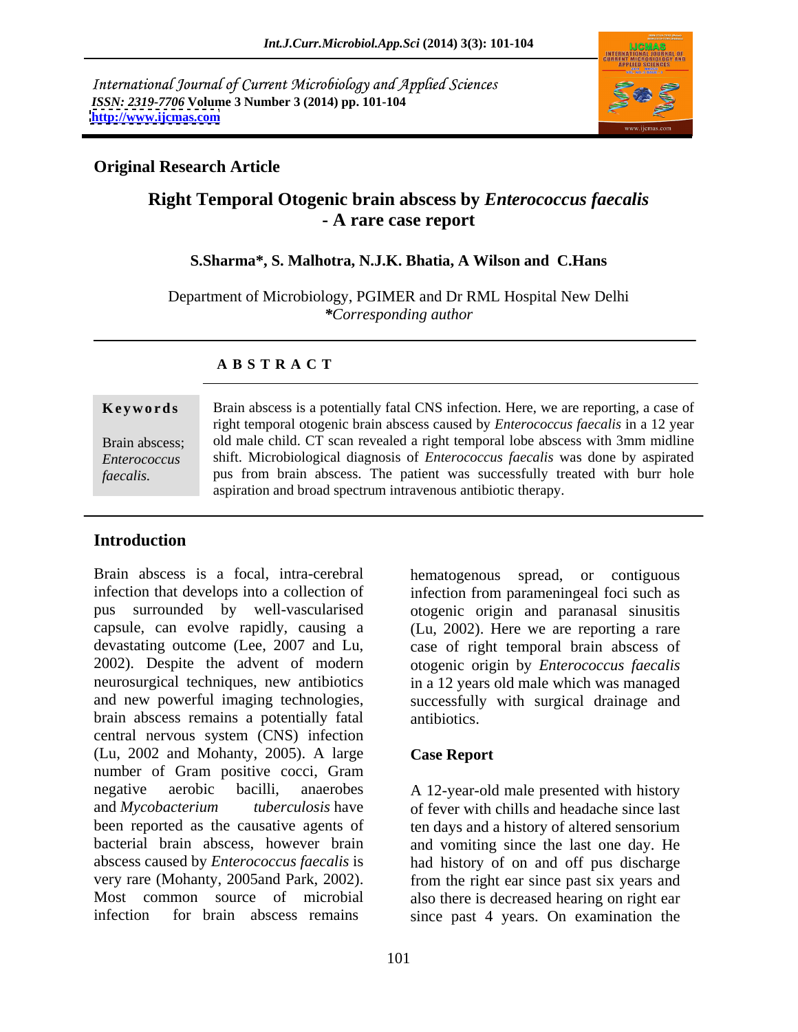International Journal of Current Microbiology and Applied Sciences
*ISSN: 2319-7706* **Volume 3 Number 3 (2014) pp. 101-104**
**http://www.ijcmas.com**

**Original Research Article**

# Right Temporal Otogenic brain abscess by *Enterococcus faecalis* - A rare case report

**S.Sharma\*, S. Malhotra, N.J.K. Bhatia, A Wilson and C.Hans**

Department of Microbiology, PGIMER and Dr RML Hospital New Delhi
*\*Corresponding author*

## A B S T R A C T

**Keywords**

Brain abscess; *Enterococcus faecalis*.

Brain abscess is a potentially fatal CNS infection. Here, we are reporting, a case of right temporal otogenic brain abscess caused by *Enterococcus faecalis* in a 12 year old male child. CT scan revealed a right temporal lobe abscess with 3mm midline shift. Microbiological diagnosis of *Enterococcus faecalis* was done by aspirated pus from brain abscess. The patient was successfully treated with burr hole aspiration and broad spectrum intravenous antibiotic therapy.

## Introduction

Brain abscess is a focal, intra-cerebral infection that develops into a collection of pus surrounded by well-vascularised capsule, can evolve rapidly, causing a devastating outcome (Lee, 2007 and Lu, 2002). Despite the advent of modern neurosurgical techniques, new antibiotics and new powerful imaging technologies, brain abscess remains a potentially fatal central nervous system (CNS) infection (Lu, 2002 and Mohanty, 2005). A large number of Gram positive cocci, Gram negative aerobic bacilli, anaerobes and *Mycobacterium tuberculosis* have been reported as the causative agents of bacterial brain abscess, however brain abscess caused by *Enterococcus faecalis* is very rare (Mohanty, 2005and Park, 2002). Most common source of microbial infection for brain abscess remains hematogenous spread, or contiguous infection from parameningeal foci such as otogenic origin and paranasal sinusitis (Lu, 2002). Here we are reporting a rare case of right temporal brain abscess of otogenic origin by *Enterococcus faecalis* in a 12 years old male which was managed successfully with surgical drainage and antibiotics.

## Case Report

A 12-year-old male presented with history of fever with chills and headache since last ten days and a history of altered sensorium and vomiting since the last one day. He had history of on and off pus discharge from the right ear since past six years and also there is decreased hearing on right ear since past 4 years. On examination the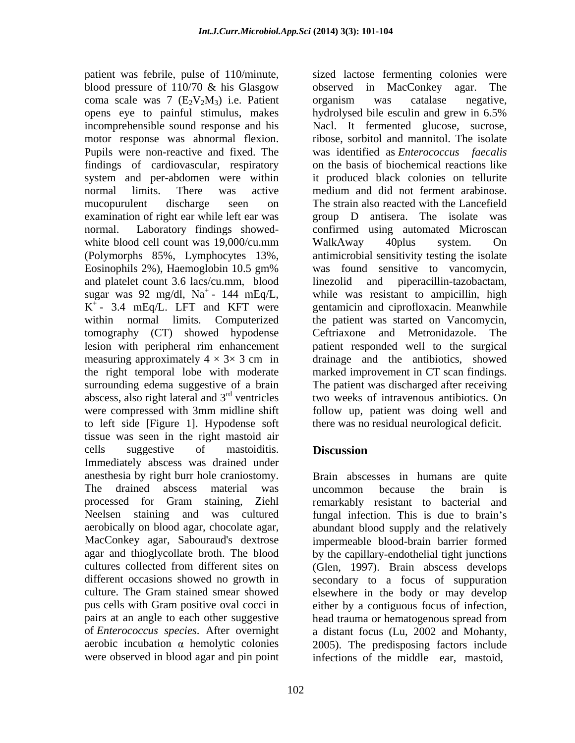patient was febrile, pulse of 110/minute, blood pressure of 110/70 & his Glasgow coma scale was 7 ($E_2V_2M_3$) i.e. Patient opens eye to painful stimulus, makes incomprehensible sound response and his motor response was abnormal flexion. Pupils were non-reactive and fixed. The findings of cardiovascular, respiratory system and per-abdomen were within normal limits. There was active mucopurulent discharge seen on examination of right ear while left ear was normal. Laboratory findings showed- white blood cell count was 19,000/cu.mm (Polymorphs 85%, Lymphocytes 13%, Eosinophils 2%), Haemoglobin 10.5 gm% and platelet count 3.6 lacs/cu.mm, blood sugar was 92 mg/dl, $Na^+$ - 144 mEq/L, $K^+$ - 3.4 mEq/L. LFT and KFT were within normal limits. Computerized tomography (CT) showed hypodense lesion with peripheral rim enhancement measuring approximately 4 × 3× 3 cm in the right temporal lobe with moderate surrounding edema suggestive of a brain abscess, also right lateral and 3rd ventricles were compressed with 3mm midline shift to left side [Figure 1]. Hypodense soft tissue was seen in the right mastoid air cells suggestive of mastoiditis. Immediately abscess was drained under anesthesia by right burr hole craniostomy. The drained abscess material was processed for Gram staining, Ziehl Neelsen staining and was cultured aerobically on blood agar, chocolate agar, MacConkey agar, Sabouraud's dextrose agar and thioglycollate broth. The blood cultures collected from different sites on different occasions showed no growth in culture. The Gram stained smear showed pus cells with Gram positive oval cocci in pairs at an angle to each other suggestive of *Enterococcus species*. After overnight aerobic incubation $\alpha$ hemolytic colonies were observed in blood agar and pin point sized lactose fermenting colonies were observed in MacConkey agar. The organism was catalase negative, hydrolysed bile esculin and grew in 6.5% Nacl. It fermented glucose, sucrose, ribose, sorbitol and mannitol. The isolate was identified as *Enterococcus faecalis* on the basis of biochemical reactions like it produced black colonies on tellurite medium and did not ferment arabinose. The strain also reacted with the Lancefield group D antisera. The isolate was confirmed using automated Microscan WalkAway 40plus system. On antimicrobial sensitivity testing the isolate was found sensitive to vancomycin, linezolid and piperacillin-tazobactam, while was resistant to ampicillin, high gentamicin and ciprofloxacin. Meanwhile the patient was started on Vancomycin, Ceftriaxone and Metronidazole. The patient responded well to the surgical drainage and the antibiotics, showed marked improvement in CT scan findings. The patient was discharged after receiving two weeks of intravenous antibiotics. On follow up, patient was doing well and there was no residual neurological deficit.

## Discussion

Brain abscesses in humans are quite uncommon because the brain is remarkably resistant to bacterial and fungal infection. This is due to brain's abundant blood supply and the relatively impermeable blood-brain barrier formed by the capillary-endothelial tight junctions (Glen, 1997). Brain abscess develops secondary to a focus of suppuration elsewhere in the body or may develop either by a contiguous focus of infection, head trauma or hematogenous spread from a distant focus (Lu, 2002 and Mohanty, 2005). The predisposing factors include infections of the middle ear, mastoid,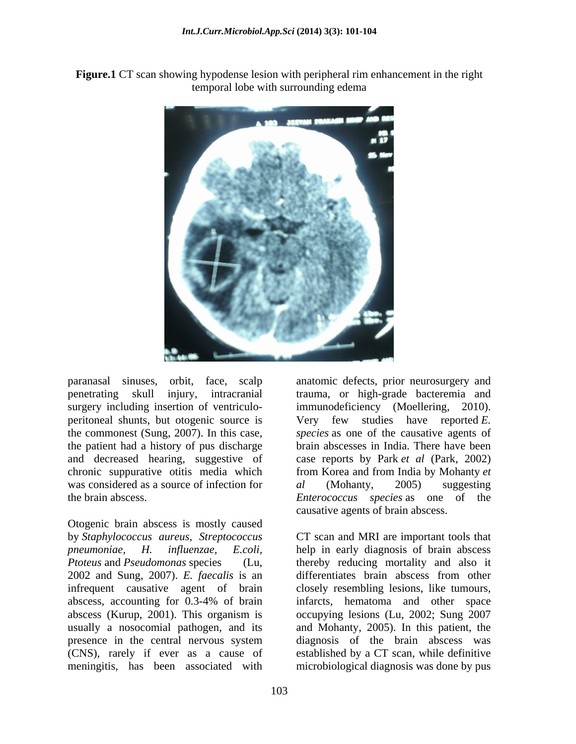**Figure.1** CT scan showing hypodense lesion with peripheral rim enhancement in the right temporal lobe with surrounding edema

paranasal sinuses, orbit, face, scalp penetrating skull injury, intracranial surgery including insertion of ventriculo-peritoneal shunts, but otogenic source is the commonest (Sung, 2007). In this case, the patient had a history of pus discharge and decreased hearing, suggestive of chronic suppurative otitis media which was considered as a source of infection for the brain abscess.

Otogenic brain abscess is mostly caused by *Staphylococcus aureus*, *Streptococcus pneumoniae*, *H. influenzae*, *E.coli*, *Ptoteus* and *Pseudomonas* species (Lu, 2002 and Sung, 2007). *E. faecalis* is an infrequent causative agent of brain abscess, accounting for 0.3-4% of brain abscess (Kurup, 2001). This organism is usually a nosocomial pathogen, and its presence in the central nervous system (CNS), rarely if ever as a cause of meningitis, has been associated with anatomic defects, prior neurosurgery and trauma, or high-grade bacteremia and immunodeficiency (Moellering, 2010). Very few studies have reported *E. species* as one of the causative agents of brain abscesses in India. There have been case reports by Park *et al* (Park, 2002) from Korea and from India by Mohanty *et al* (Mohanty, 2005) suggesting *Enterococcus species* as one of the causative agents of brain abscess.

CT scan and MRI are important tools that help in early diagnosis of brain abscess thereby reducing mortality and also it differentiates brain abscess from other closely resembling lesions, like tumours, infarcts, hematoma and other space occupying lesions (Lu, 2002; Sung 2007 and Mohanty, 2005). In this patient, the diagnosis of the brain abscess was established by a CT scan, while definitive microbiological diagnosis was done by pus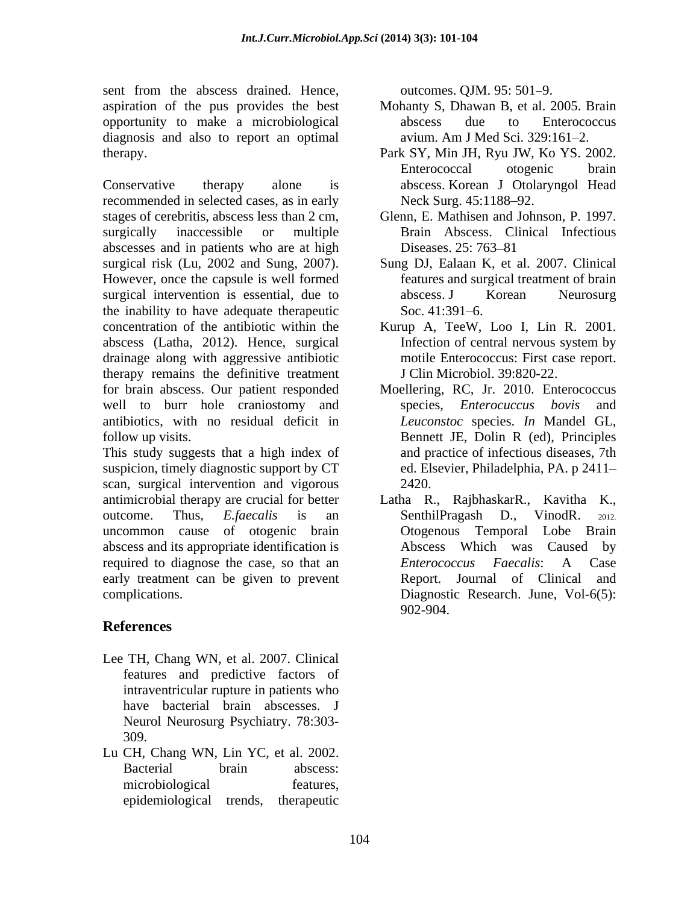sent from the abscess drained. Hence, aspiration of the pus provides the best opportunity to make a microbiological diagnosis and also to report an optimal therapy.

Conservative therapy alone is recommended in selected cases, as in early stages of cerebritis, abscess less than 2 cm, surgically inaccessible or multiple abscesses and in patients who are at high surgical risk (Lu, 2002 and Sung, 2007). However, once the capsule is well formed surgical intervention is essential, due to the inability to have adequate therapeutic concentration of the antibiotic within the abscess (Latha, 2012). Hence, surgical drainage along with aggressive antibiotic therapy remains the definitive treatment for brain abscess. Our patient responded well to burr hole craniostomy and antibiotics, with no residual deficit in follow up visits.

This study suggests that a high index of suspicion, timely diagnostic support by CT scan, surgical intervention and vigorous antimicrobial therapy are crucial for better outcome. Thus, *E.faecalis* is an uncommon cause of otogenic brain abscess and its appropriate identification is required to diagnose the case, so that an early treatment can be given to prevent complications.

## References

Lee TH, Chang WN, et al. 2007. Clinical features and predictive factors of intraventricular rupture in patients who have bacterial brain abscesses. J Neurol Neurosurg Psychiatry. 78:303-309.

Lu CH, Chang WN, Lin YC, et al. 2002. Bacterial brain abscess: microbiological features, epidemiological trends, therapeutic outcomes. QJM. 95: 501–9.

Mohanty S, Dhawan B, et al. 2005. Brain abscess due to Enterococcus avium. Am J Med Sci. 329:161–2.

Park SY, Min JH, Ryu JW, Ko YS. 2002. Enterococcal otogenic brain abscess. Korean J Otolaryngol Head Neck Surg. 45:1188–92.

Glenn, E. Mathisen and Johnson, P. 1997. Brain Abscess. Clinical Infectious Diseases. 25: 763–81

Sung DJ, Ealaan K, et al. 2007. Clinical features and surgical treatment of brain abscess. J Korean Neurosurg Soc. 41:391–6.

Kurup A, TeeW, Loo I, Lin R. 2001. Infection of central nervous system by motile Enterococcus: First case report. J Clin Microbiol. 39:820-22.

Moellering, RC, Jr. 2010. Enterococcus species, *Enterucuccus bovis* and *Leuconstoc* species. *In* Mandel GL, Bennett JE, Dolin R (ed), Principles and practice of infectious diseases, 7th ed. Elsevier, Philadelphia, PA. p 2411–2420.

Latha R., RajbhaskarR., Kavitha K., SenthilPragash D., VinodR. 2012. Otogenous Temporal Lobe Brain Abscess Which was Caused by *Enterococcus Faecalis*: A Case Report. Journal of Clinical and Diagnostic Research. June, Vol-6(5): 902-904.